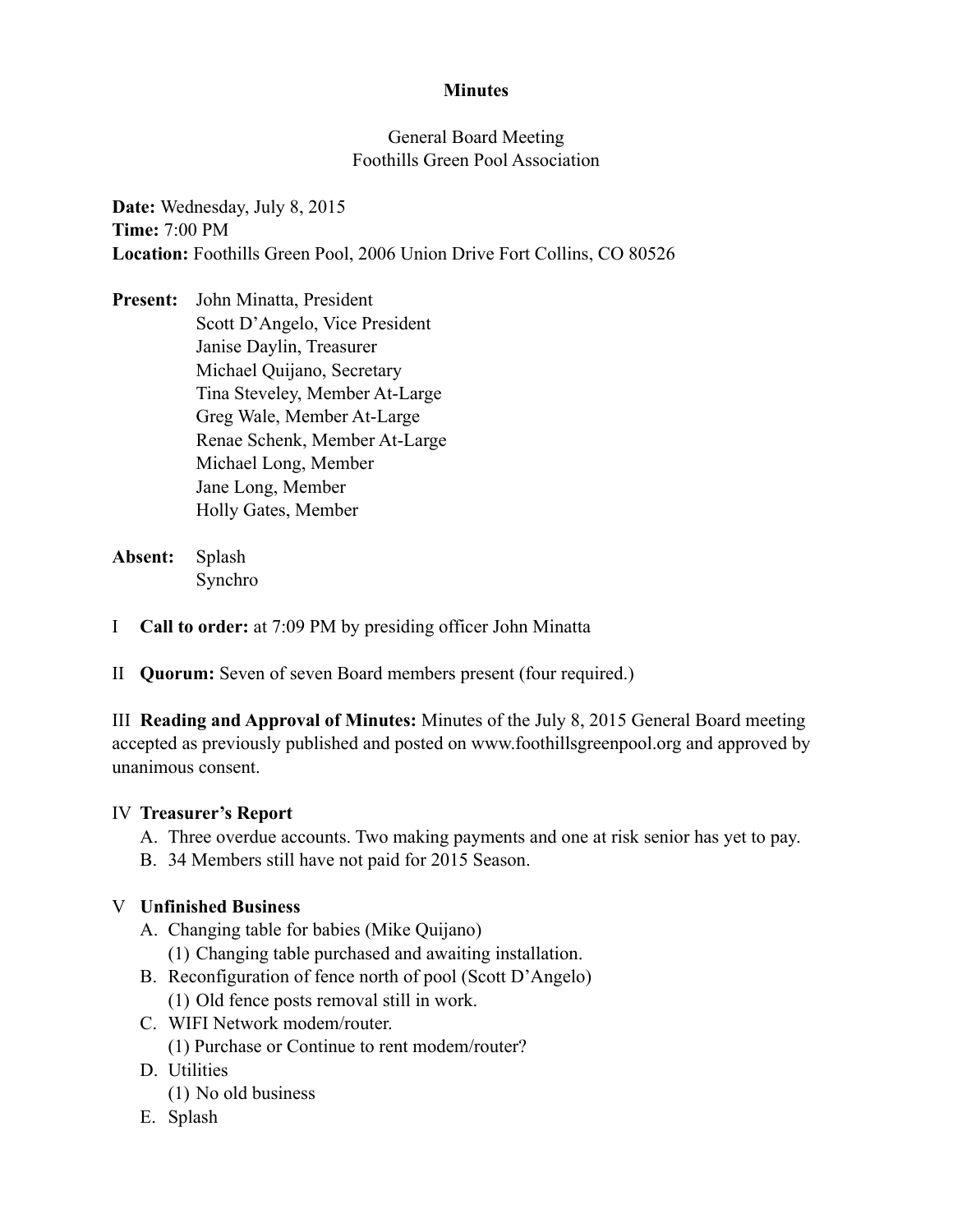# Minutes

General Board Meeting
Foothills Green Pool Association

**Date:** Wednesday, July 8, 2015
**Time:** 7:00 PM
**Location:** Foothills Green Pool, 2006 Union Drive Fort Collins, CO 80526

**Present:** John Minatta, President
Scott D'Angelo, Vice President
Janise Daylin, Treasurer
Michael Quijano, Secretary
Tina Steveley, Member At-Large
Greg Wale, Member At-Large
Renae Schenk, Member At-Large
Michael Long, Member
Jane Long, Member
Holly Gates, Member

**Absent:** Splash
Synchro

I **Call to order:** at 7:09 PM by presiding officer John Minatta

II **Quorum:** Seven of seven Board members present (four required.)

III **Reading and Approval of Minutes:** Minutes of the July 8, 2015 General Board meeting accepted as previously published and posted on www.foothillsgreenpool.org and approved by unanimous consent.

IV **Treasurer's Report**

A. Three overdue accounts. Two making payments and one at risk senior has yet to pay.
B. 34 Members still have not paid for 2015 Season.

V **Unfinished Business**

A. Changing table for babies (Mike Quijano)
   (1) Changing table purchased and awaiting installation.
B. Reconfiguration of fence north of pool (Scott D'Angelo)
   (1) Old fence posts removal still in work.
C. WIFI Network modem/router.
   (1) Purchase or Continue to rent modem/router?
D. Utilities
   (1) No old business
E. Splash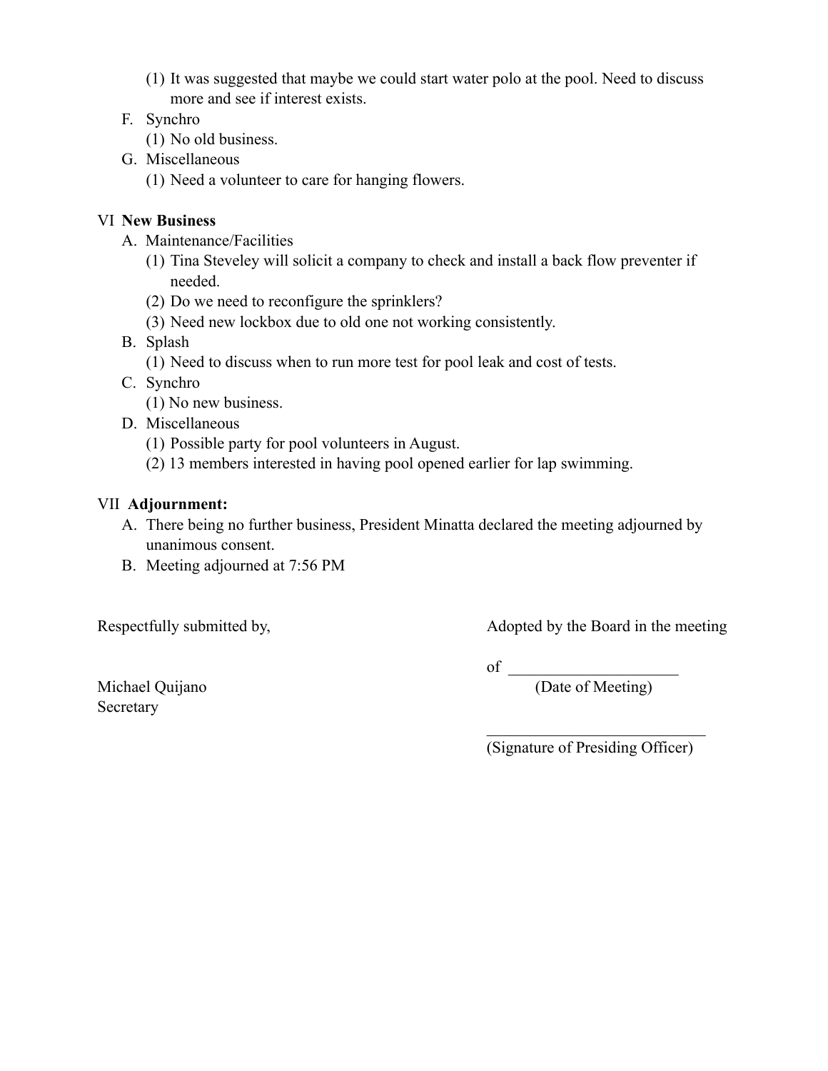(1) It was suggested that maybe we could start water polo at the pool. Need to discuss more and see if interest exists.

F. Synchro
   (1) No old business.

G. Miscellaneous
   (1) Need a volunteer to care for hanging flowers.

VI **New Business**

A. Maintenance/Facilities
   (1) Tina Steveley will solicit a company to check and install a back flow preventer if needed.
   (2) Do we need to reconfigure the sprinklers?
   (3) Need new lockbox due to old one not working consistently.

B. Splash
   (1) Need to discuss when to run more test for pool leak and cost of tests.

C. Synchro
   (1) No new business.

D. Miscellaneous
   (1) Possible party for pool volunteers in August.
   (2) 13 members interested in having pool opened earlier for lap swimming.

VII **Adjournment:**

A. There being no further business, President Minatta declared the meeting adjourned by unanimous consent.

B. Meeting adjourned at 7:56 PM

Respectfully submitted by,

Michael Quijano
Secretary

Adopted by the Board in the meeting

of ____________________
(Date of Meeting)

___________________________
(Signature of Presiding Officer)